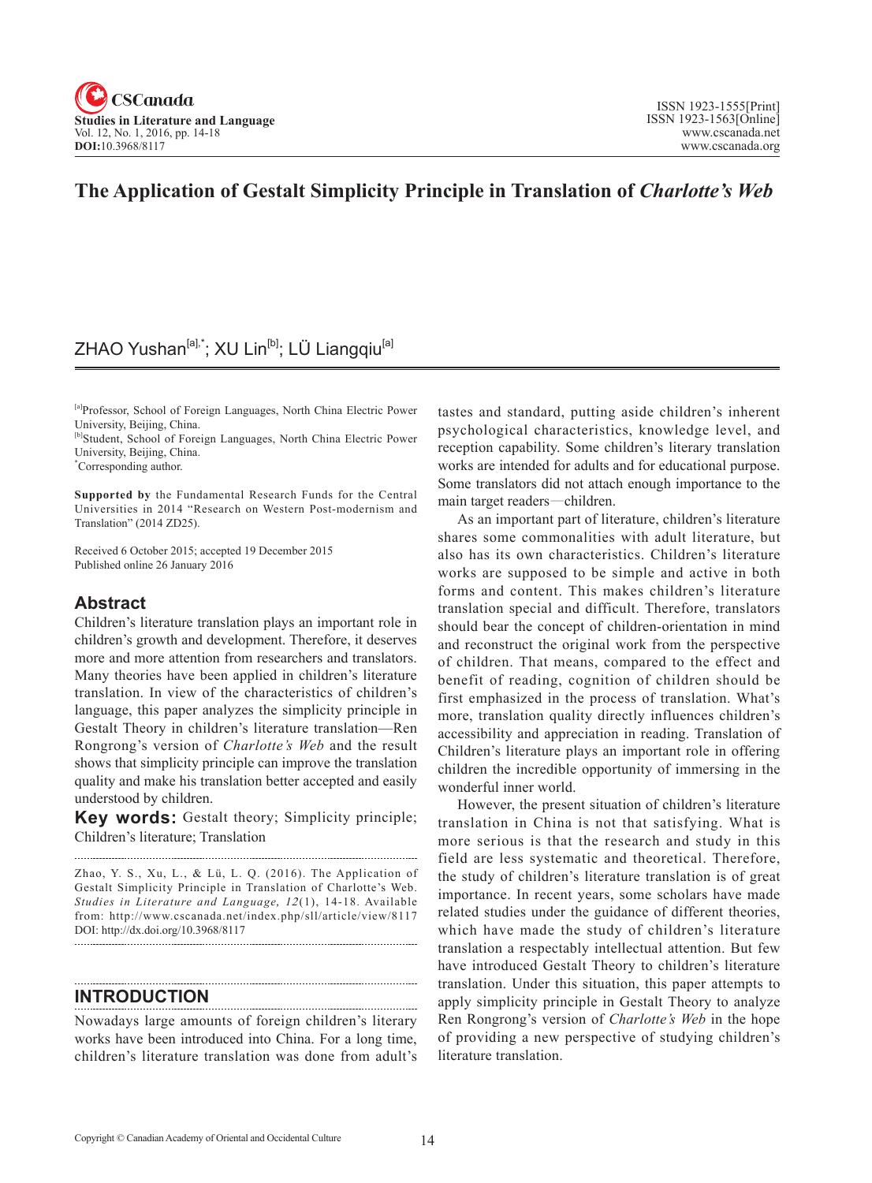# The Application of Gestalt Simplicity Principle in Translation of *Charlotte's Web*

ZHAO Yushan[a],*; XU Lin[b]; LÜ Liangqiu[a]

[a]Professor, School of Foreign Languages, North China Electric Power University, Beijing, China.
[b]Student, School of Foreign Languages, North China Electric Power University, Beijing, China.
*Corresponding author.

**Supported by** the Fundamental Research Funds for the Central Universities in 2014 "Research on Western Post-modernism and Translation" (2014 ZD25).

Received 6 October 2015; accepted 19 December 2015
Published online 26 January 2016

## Abstract

Children's literature translation plays an important role in children's growth and development. Therefore, it deserves more and more attention from researchers and translators. Many theories have been applied in children's literature translation. In view of the characteristics of children's language, this paper analyzes the simplicity principle in Gestalt Theory in children's literature translation—Ren Rongrong's version of *Charlotte's Web* and the result shows that simplicity principle can improve the translation quality and make his translation better accepted and easily understood by children.

**Key words:** Gestalt theory; Simplicity principle; Children's literature; Translation

Zhao, Y. S., Xu, L., & Lü, L. Q. (2016). The Application of Gestalt Simplicity Principle in Translation of Charlotte's Web. *Studies in Literature and Language, 12*(1), 14-18. Available from: http://www.cscanada.net/index.php/sll/article/view/8117
DOI: http://dx.doi.org/10.3968/8117

## INTRODUCTION

Nowadays large amounts of foreign children's literary works have been introduced into China. For a long time, children's literature translation was done from adult's tastes and standard, putting aside children's inherent psychological characteristics, knowledge level, and reception capability. Some children's literary translation works are intended for adults and for educational purpose. Some translators did not attach enough importance to the main target readers—children.

As an important part of literature, children's literature shares some commonalities with adult literature, but also has its own characteristics. Children's literature works are supposed to be simple and active in both forms and content. This makes children's literature translation special and difficult. Therefore, translators should bear the concept of children-orientation in mind and reconstruct the original work from the perspective of children. That means, compared to the effect and benefit of reading, cognition of children should be first emphasized in the process of translation. What's more, translation quality directly influences children's accessibility and appreciation in reading. Translation of Children's literature plays an important role in offering children the incredible opportunity of immersing in the wonderful inner world.

However, the present situation of children's literature translation in China is not that satisfying. What is more serious is that the research and study in this field are less systematic and theoretical. Therefore, the study of children's literature translation is of great importance. In recent years, some scholars have made related studies under the guidance of different theories, which have made the study of children's literature translation a respectably intellectual attention. But few have introduced Gestalt Theory to children's literature translation. Under this situation, this paper attempts to apply simplicity principle in Gestalt Theory to analyze Ren Rongrong's version of *Charlotte's Web* in the hope of providing a new perspective of studying children's literature translation.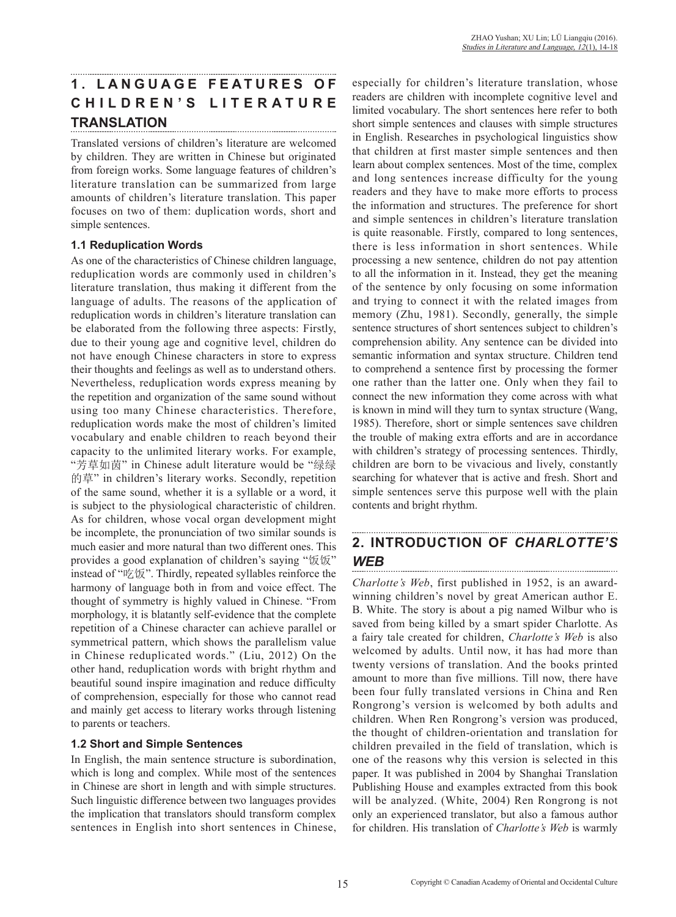## 1. LANGUAGE FEATURES OF CHILDREN'S LITERATURE TRANSLATION

Translated versions of children's literature are welcomed by children. They are written in Chinese but originated from foreign works. Some language features of children's literature translation can be summarized from large amounts of children's literature translation. This paper focuses on two of them: duplication words, short and simple sentences.

### 1.1 Reduplication Words

As one of the characteristics of Chinese children language, reduplication words are commonly used in children's literature translation, thus making it different from the language of adults. The reasons of the application of reduplication words in children's literature translation can be elaborated from the following three aspects: Firstly, due to their young age and cognitive level, children do not have enough Chinese characters in store to express their thoughts and feelings as well as to understand others. Nevertheless, reduplication words express meaning by the repetition and organization of the same sound without using too many Chinese characteristics. Therefore, reduplication words make the most of children's limited vocabulary and enable children to reach beyond their capacity to the unlimited literary works. For example, "芳草如茵" in Chinese adult literature would be "绿绿的草" in children's literary works. Secondly, repetition of the same sound, whether it is a syllable or a word, it is subject to the physiological characteristic of children. As for children, whose vocal organ development might be incomplete, the pronunciation of two similar sounds is much easier and more natural than two different ones. This provides a good explanation of children's saying "饭饭" instead of "吃饭". Thirdly, repeated syllables reinforce the harmony of language both in from and voice effect. The thought of symmetry is highly valued in Chinese. "From morphology, it is blatantly self-evidence that the complete repetition of a Chinese character can achieve parallel or symmetrical pattern, which shows the parallelism value in Chinese reduplicated words." (Liu, 2012) On the other hand, reduplication words with bright rhythm and beautiful sound inspire imagination and reduce difficulty of comprehension, especially for those who cannot read and mainly get access to literary works through listening to parents or teachers.

### 1.2 Short and Simple Sentences

In English, the main sentence structure is subordination, which is long and complex. While most of the sentences in Chinese are short in length and with simple structures. Such linguistic difference between two languages provides the implication that translators should transform complex sentences in English into short sentences in Chinese, especially for children's literature translation, whose readers are children with incomplete cognitive level and limited vocabulary. The short sentences here refer to both short simple sentences and clauses with simple structures in English. Researches in psychological linguistics show that children at first master simple sentences and then learn about complex sentences. Most of the time, complex and long sentences increase difficulty for the young readers and they have to make more efforts to process the information and structures. The preference for short and simple sentences in children's literature translation is quite reasonable. Firstly, compared to long sentences, there is less information in short sentences. While processing a new sentence, children do not pay attention to all the information in it. Instead, they get the meaning of the sentence by only focusing on some information and trying to connect it with the related images from memory (Zhu, 1981). Secondly, generally, the simple sentence structures of short sentences subject to children's comprehension ability. Any sentence can be divided into semantic information and syntax structure. Children tend to comprehend a sentence first by processing the former one rather than the latter one. Only when they fail to connect the new information they come across with what is known in mind will they turn to syntax structure (Wang, 1985). Therefore, short or simple sentences save children the trouble of making extra efforts and are in accordance with children's strategy of processing sentences. Thirdly, children are born to be vivacious and lively, constantly searching for whatever that is active and fresh. Short and simple sentences serve this purpose well with the plain contents and bright rhythm.

## 2. INTRODUCTION OF *CHARLOTTE'S WEB*

*Charlotte's Web*, first published in 1952, is an award-winning children's novel by great American author E. B. White. The story is about a pig named Wilbur who is saved from being killed by a smart spider Charlotte. As a fairy tale created for children, *Charlotte's Web* is also welcomed by adults. Until now, it has had more than twenty versions of translation. And the books printed amount to more than five millions. Till now, there have been four fully translated versions in China and Ren Rongrong's version is welcomed by both adults and children. When Ren Rongrong's version was produced, the thought of children-orientation and translation for children prevailed in the field of translation, which is one of the reasons why this version is selected in this paper. It was published in 2004 by Shanghai Translation Publishing House and examples extracted from this book will be analyzed. (White, 2004) Ren Rongrong is not only an experienced translator, but also a famous author for children. His translation of *Charlotte's Web* is warmly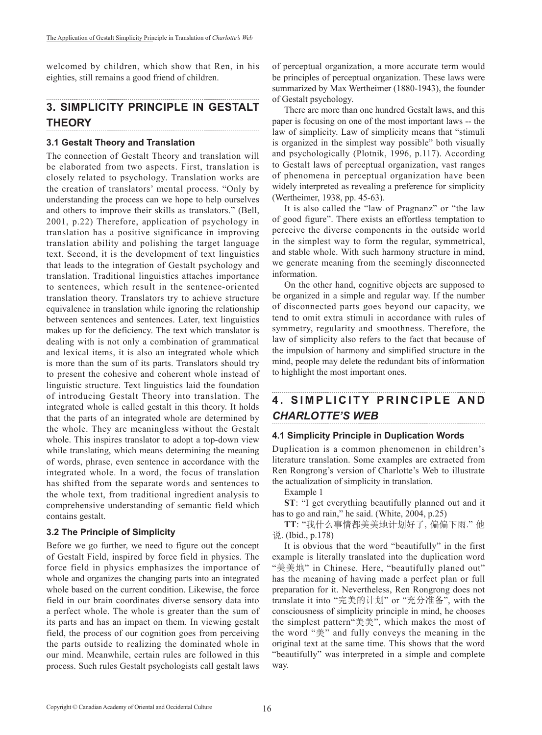welcomed by children, which show that Ren, in his eighties, still remains a good friend of children.

## 3. SIMPLICITY PRINCIPLE IN GESTALT THEORY

### 3.1 Gestalt Theory and Translation

The connection of Gestalt Theory and translation will be elaborated from two aspects. First, translation is closely related to psychology. Translation works are the creation of translators' mental process. "Only by understanding the process can we hope to help ourselves and others to improve their skills as translators." (Bell, 2001, p.22) Therefore, application of psychology in translation has a positive significance in improving translation ability and polishing the target language text. Second, it is the development of text linguistics that leads to the integration of Gestalt psychology and translation. Traditional linguistics attaches importance to sentences, which result in the sentence-oriented translation theory. Translators try to achieve structure equivalence in translation while ignoring the relationship between sentences and sentences. Later, text linguistics makes up for the deficiency. The text which translator is dealing with is not only a combination of grammatical and lexical items, it is also an integrated whole which is more than the sum of its parts. Translators should try to present the cohesive and coherent whole instead of linguistic structure. Text linguistics laid the foundation of introducing Gestalt Theory into translation. The integrated whole is called gestalt in this theory. It holds that the parts of an integrated whole are determined by the whole. They are meaningless without the Gestalt whole. This inspires translator to adopt a top-down view while translating, which means determining the meaning of words, phrase, even sentence in accordance with the integrated whole. In a word, the focus of translation has shifted from the separate words and sentences to the whole text, from traditional ingredient analysis to comprehensive understanding of semantic field which contains gestalt.

### 3.2 The Principle of Simplicity

Before we go further, we need to figure out the concept of Gestalt Field, inspired by force field in physics. The force field in physics emphasizes the importance of whole and organizes the changing parts into an integrated whole based on the current condition. Likewise, the force field in our brain coordinates diverse sensory data into a perfect whole. The whole is greater than the sum of its parts and has an impact on them. In viewing gestalt field, the process of our cognition goes from perceiving the parts outside to realizing the dominated whole in our mind. Meanwhile, certain rules are followed in this process. Such rules Gestalt psychologists call gestalt laws of perceptual organization, a more accurate term would be principles of perceptual organization. These laws were summarized by Max Wertheimer (1880-1943), the founder of Gestalt psychology.

There are more than one hundred Gestalt laws, and this paper is focusing on one of the most important laws -- the law of simplicity. Law of simplicity means that "stimuli is organized in the simplest way possible" both visually and psychologically (Plotnik, 1996, p.117). According to Gestalt laws of perceptual organization, vast ranges of phenomena in perceptual organization have been widely interpreted as revealing a preference for simplicity (Wertheimer, 1938, pp. 45-63).

It is also called the "law of Pragnanz" or "the law of good figure". There exists an effortless temptation to perceive the diverse components in the outside world in the simplest way to form the regular, symmetrical, and stable whole. With such harmony structure in mind, we generate meaning from the seemingly disconnected information.

On the other hand, cognitive objects are supposed to be organized in a simple and regular way. If the number of disconnected parts goes beyond our capacity, we tend to omit extra stimuli in accordance with rules of symmetry, regularity and smoothness. Therefore, the law of simplicity also refers to the fact that because of the impulsion of harmony and simplified structure in the mind, people may delete the redundant bits of information to highlight the most important ones.

## 4. SIMPLICITY PRINCIPLE AND *CHARLOTTE'S WEB*

### 4.1 Simplicity Principle in Duplication Words

Duplication is a common phenomenon in children's literature translation. Some examples are extracted from Ren Rongrong's version of Charlotte's Web to illustrate the actualization of simplicity in translation.

Example 1

**ST**: "I get everything beautifully planned out and it has to go and rain," he said. (White, 2004, p.25)

**TT**: "我什么事情都美美地计划好了, 偏偏下雨." 他说. (Ibid., p.178)

It is obvious that the word "beautifully" in the first example is literally translated into the duplication word "美美地" in Chinese. Here, "beautifully planed out" has the meaning of having made a perfect plan or full preparation for it. Nevertheless, Ren Rongrong does not translate it into "完美的计划" or "充分准备", with the consciousness of simplicity principle in mind, he chooses the simplest pattern"美美", which makes the most of the word "美" and fully conveys the meaning in the original text at the same time. This shows that the word "beautifully" was interpreted in a simple and complete way.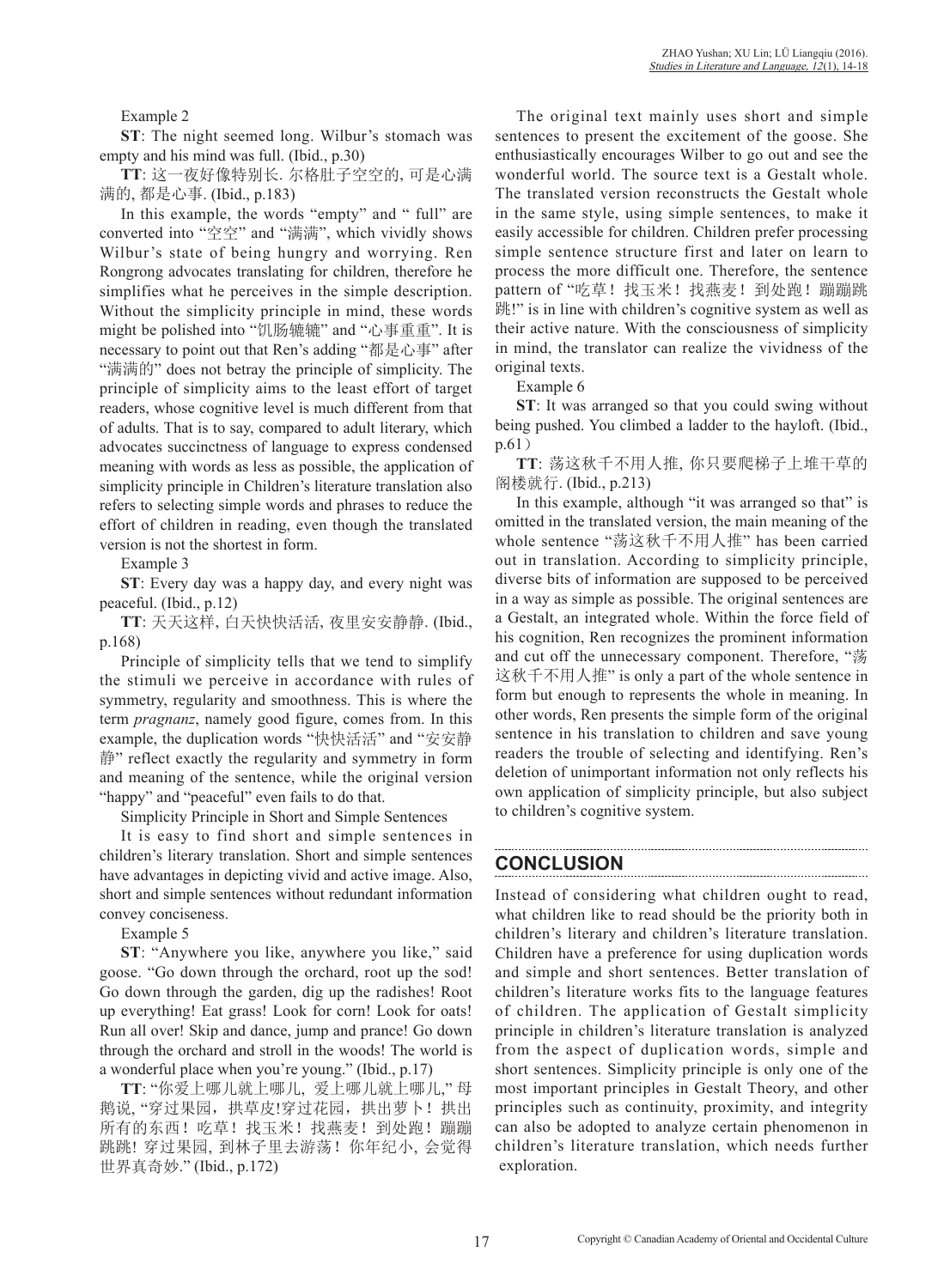Example 2

**ST**: The night seemed long. Wilbur's stomach was empty and his mind was full. (Ibid., p.30)

**TT**: 这一夜好像特别长. 尔格肚子空空的, 可是心满满的, 都是心事. (Ibid., p.183)

In this example, the words "empty" and " full" are converted into "空空" and "满满", which vividly shows Wilbur's state of being hungry and worrying. Ren Rongrong advocates translating for children, therefore he simplifies what he perceives in the simple description. Without the simplicity principle in mind, these words might be polished into "饥肠辘辘" and "心事重重". It is necessary to point out that Ren's adding "都是心事" after "满满的" does not betray the principle of simplicity. The principle of simplicity aims to the least effort of target readers, whose cognitive level is much different from that of adults. That is to say, compared to adult literary, which advocates succinctness of language to express condensed meaning with words as less as possible, the application of simplicity principle in Children's literature translation also refers to selecting simple words and phrases to reduce the effort of children in reading, even though the translated version is not the shortest in form.

Example 3

**ST**: Every day was a happy day, and every night was peaceful. (Ibid., p.12)

**TT**: 天天这样, 白天快快活活, 夜里安安静静. (Ibid., p.168)

Principle of simplicity tells that we tend to simplify the stimuli we perceive in accordance with rules of symmetry, regularity and smoothness. This is where the term *pragnanz*, namely good figure, comes from. In this example, the duplication words "快快活活" and "安安静静" reflect exactly the regularity and symmetry in form and meaning of the sentence, while the original version "happy" and "peaceful" even fails to do that.

Simplicity Principle in Short and Simple Sentences

It is easy to find short and simple sentences in children's literary translation. Short and simple sentences have advantages in depicting vivid and active image. Also, short and simple sentences without redundant information convey conciseness.

Example 5

**ST**: "Anywhere you like, anywhere you like," said goose. "Go down through the orchard, root up the sod! Go down through the garden, dig up the radishes! Root up everything! Eat grass! Look for corn! Look for oats! Run all over! Skip and dance, jump and prance! Go down through the orchard and stroll in the woods! The world is a wonderful place when you're young." (Ibid., p.17)

**TT**: "你爱上哪儿就上哪儿, 爱上哪儿就上哪儿," 母鹅说, "穿过果园，拱草皮!穿过花园，拱出萝卜！拱出所有的东西！吃草！找玉米！找燕麦！到处跑！蹦蹦跳跳! 穿过果园, 到林子里去游荡！你年纪小, 会觉得世界真奇妙." (Ibid., p.172)

The original text mainly uses short and simple sentences to present the excitement of the goose. She enthusiastically encourages Wilber to go out and see the wonderful world. The source text is a Gestalt whole. The translated version reconstructs the Gestalt whole in the same style, using simple sentences, to make it easily accessible for children. Children prefer processing simple sentence structure first and later on learn to process the more difficult one. Therefore, the sentence pattern of "吃草！找玉米！找燕麦！到处跑！蹦蹦跳跳!" is in line with children's cognitive system as well as their active nature. With the consciousness of simplicity in mind, the translator can realize the vividness of the original texts.

Example 6

**ST**: It was arranged so that you could swing without being pushed. You climbed a ladder to the hayloft. (Ibid., p.61）

**TT**: 荡这秋千不用人推, 你只要爬梯子上堆干草的阁楼就行. (Ibid., p.213)

In this example, although "it was arranged so that" is omitted in the translated version, the main meaning of the whole sentence "荡这秋千不用人推" has been carried out in translation. According to simplicity principle, diverse bits of information are supposed to be perceived in a way as simple as possible. The original sentences are a Gestalt, an integrated whole. Within the force field of his cognition, Ren recognizes the prominent information and cut off the unnecessary component. Therefore, "荡这秋千不用人推" is only a part of the whole sentence in form but enough to represents the whole in meaning. In other words, Ren presents the simple form of the original sentence in his translation to children and save young readers the trouble of selecting and identifying. Ren's deletion of unimportant information not only reflects his own application of simplicity principle, but also subject to children's cognitive system.

## CONCLUSION

Instead of considering what children ought to read, what children like to read should be the priority both in children's literary and children's literature translation. Children have a preference for using duplication words and simple and short sentences. Better translation of children's literature works fits to the language features of children. The application of Gestalt simplicity principle in children's literature translation is analyzed from the aspect of duplication words, simple and short sentences. Simplicity principle is only one of the most important principles in Gestalt Theory, and other principles such as continuity, proximity, and integrity can also be adopted to analyze certain phenomenon in children's literature translation, which needs further exploration.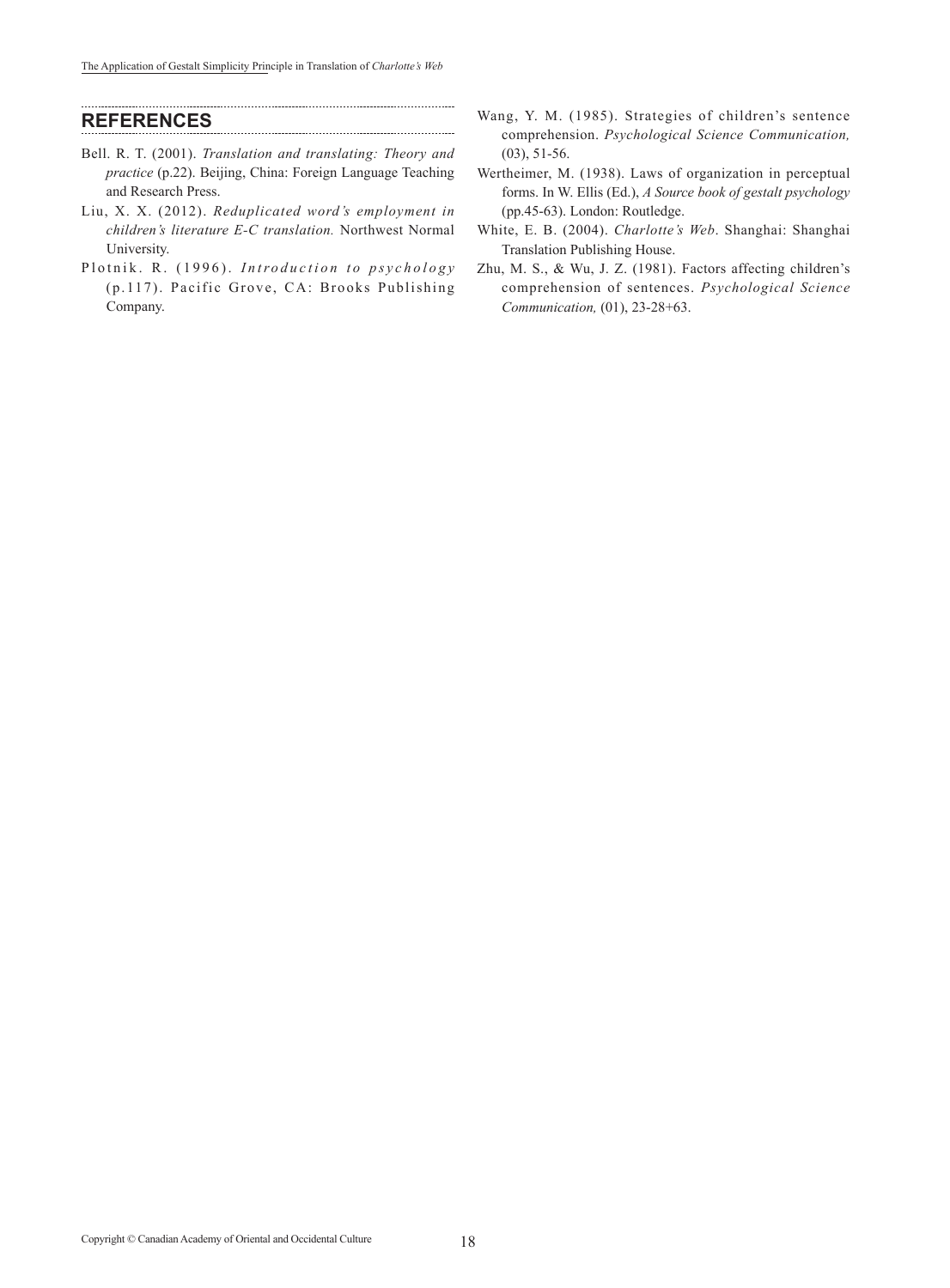## REFERENCES

Bell. R. T. (2001). *Translation and translating: Theory and practice* (p.22). Beijing, China: Foreign Language Teaching and Research Press.

Liu, X. X. (2012). *Reduplicated word's employment in children's literature E-C translation.* Northwest Normal University.

Plotnik. R. (1996). *Introduction to psychology* (p.117). Pacific Grove, CA: Brooks Publishing Company.

Wang, Y. M. (1985). Strategies of children's sentence comprehension. *Psychological Science Communication,* (03), 51-56.

Wertheimer, M. (1938). Laws of organization in perceptual forms. In W. Ellis (Ed.), *A Source book of gestalt psychology* (pp.45-63). London: Routledge.

White, E. B. (2004). *Charlotte's Web*. Shanghai: Shanghai Translation Publishing House.

Zhu, M. S., & Wu, J. Z. (1981). Factors affecting children's comprehension of sentences. *Psychological Science Communication,* (01), 23-28+63.